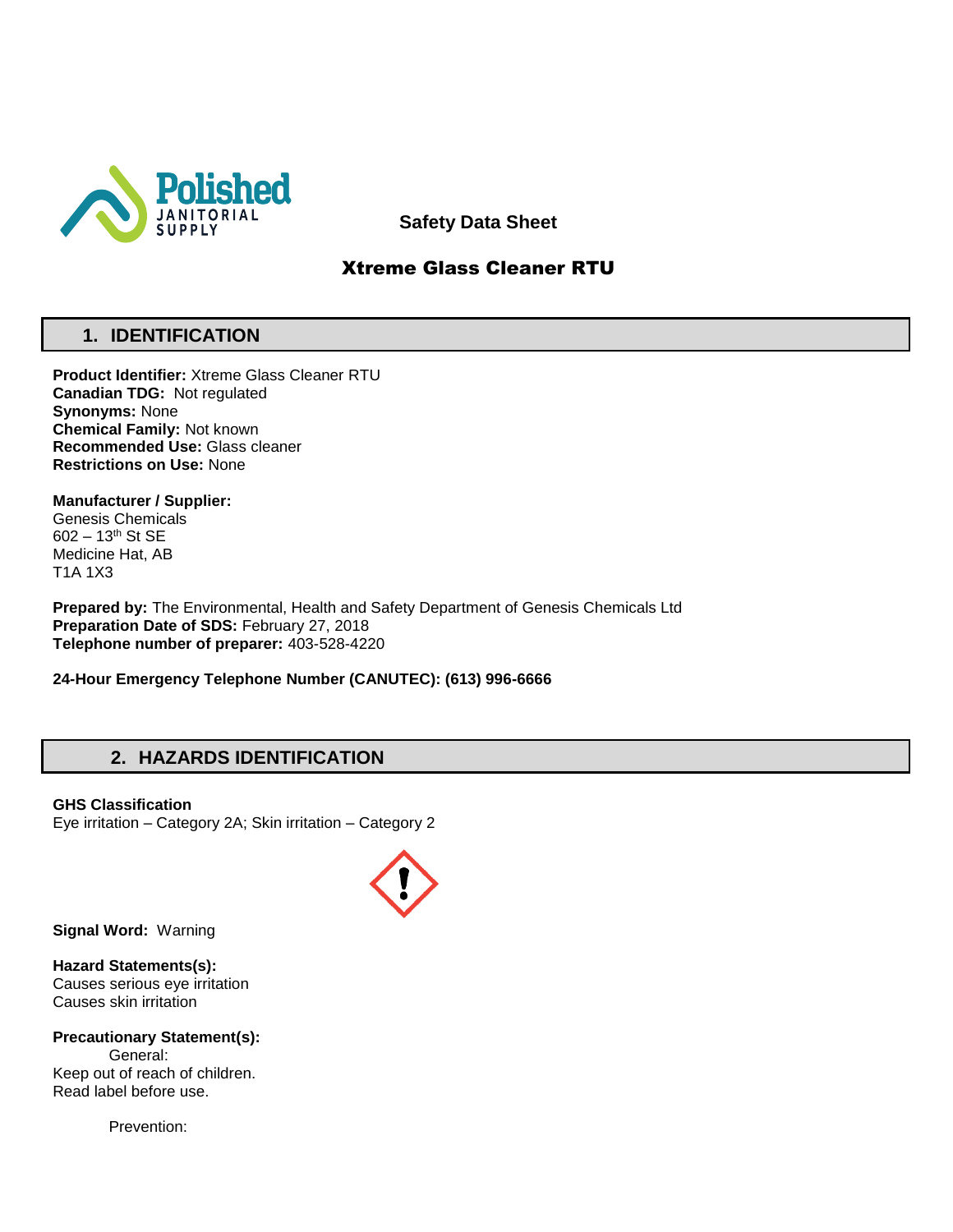Polished JANITORIAL SUPPLY

**Safety Data Sheet**

# Xtreme Glass Cleaner RTU

## 1. IDENTIFICATION

**Product Identifier:** Xtreme Glass Cleaner RTU
**Canadian TDG:** Not regulated
**Synonyms:** None
**Chemical Family:** Not known
**Recommended Use:** Glass cleaner
**Restrictions on Use:** None

**Manufacturer / Supplier:**
Genesis Chemicals
602 – 13th St SE
Medicine Hat, AB
T1A 1X3

**Prepared by:** The Environmental, Health and Safety Department of Genesis Chemicals Ltd
**Preparation Date of SDS:** February 27, 2018
**Telephone number of preparer:** 403-528-4220

**24-Hour Emergency Telephone Number (CANUTEC): (613) 996-6666**

## 2. HAZARDS IDENTIFICATION

**GHS Classification**
Eye irritation – Category 2A; Skin irritation – Category 2

**Signal Word:** Warning

**Hazard Statements(s):**
Causes serious eye irritation
Causes skin irritation

**Precautionary Statement(s):**

General:
Keep out of reach of children.
Read label before use.

Prevention: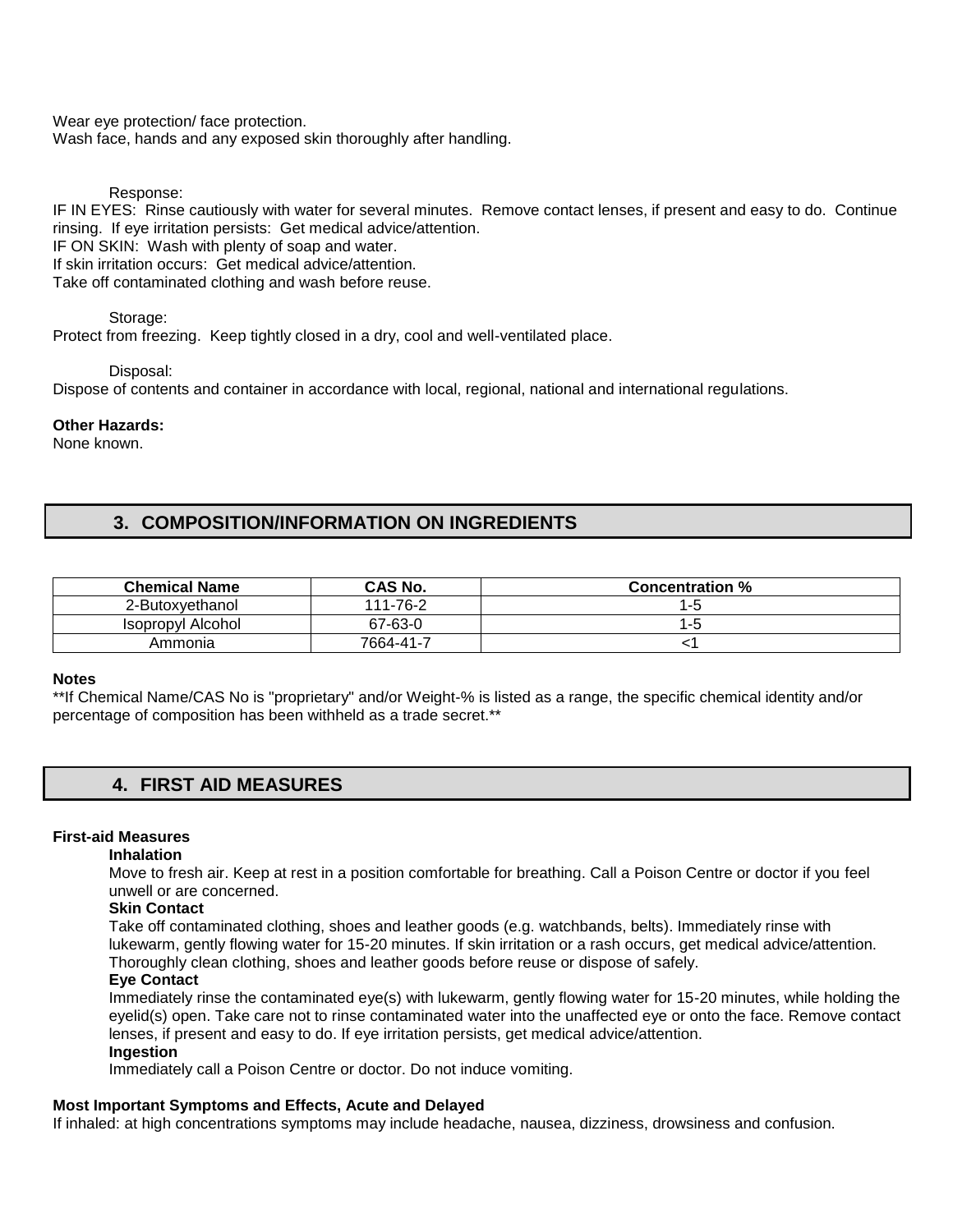Wear eye protection/ face protection.
Wash face, hands and any exposed skin thoroughly after handling.

Response:

IF IN EYES: Rinse cautiously with water for several minutes. Remove contact lenses, if present and easy to do. Continue rinsing. If eye irritation persists: Get medical advice/attention.
IF ON SKIN: Wash with plenty of soap and water.
If skin irritation occurs: Get medical advice/attention.
Take off contaminated clothing and wash before reuse.

Storage:

Protect from freezing. Keep tightly closed in a dry, cool and well-ventilated place.

Disposal:

Dispose of contents and container in accordance with local, regional, national and international regulations.

**Other Hazards:**
None known.

## 3. COMPOSITION/INFORMATION ON INGREDIENTS

| Chemical Name | CAS No. | Concentration % |
|---|---|---|
| 2-Butoxyethanol | 111-76-2 | 1-5 |
| Isopropyl Alcohol | 67-63-0 | 1-5 |
| Ammonia | 7664-41-7 | <1 |

**Notes**
**If Chemical Name/CAS No is "proprietary" and/or Weight-% is listed as a range, the specific chemical identity and/or percentage of composition has been withheld as a trade secret.**

## 4. FIRST AID MEASURES

**First-aid Measures**

**Inhalation**
Move to fresh air. Keep at rest in a position comfortable for breathing. Call a Poison Centre or doctor if you feel unwell or are concerned.

**Skin Contact**
Take off contaminated clothing, shoes and leather goods (e.g. watchbands, belts). Immediately rinse with lukewarm, gently flowing water for 15-20 minutes. If skin irritation or a rash occurs, get medical advice/attention. Thoroughly clean clothing, shoes and leather goods before reuse or dispose of safely.

**Eye Contact**
Immediately rinse the contaminated eye(s) with lukewarm, gently flowing water for 15-20 minutes, while holding the eyelid(s) open. Take care not to rinse contaminated water into the unaffected eye or onto the face. Remove contact lenses, if present and easy to do. If eye irritation persists, get medical advice/attention.

**Ingestion**
Immediately call a Poison Centre or doctor. Do not induce vomiting.

**Most Important Symptoms and Effects, Acute and Delayed**
If inhaled: at high concentrations symptoms may include headache, nausea, dizziness, drowsiness and confusion.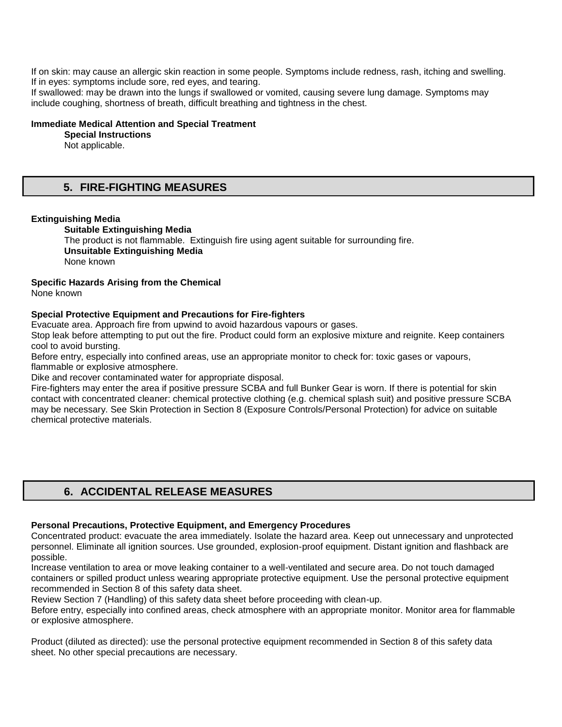If on skin: may cause an allergic skin reaction in some people. Symptoms include redness, rash, itching and swelling.
If in eyes: symptoms include sore, red eyes, and tearing.
If swallowed: may be drawn into the lungs if swallowed or vomited, causing severe lung damage. Symptoms may include coughing, shortness of breath, difficult breathing and tightness in the chest.

**Immediate Medical Attention and Special Treatment**

**Special Instructions**

Not applicable.

## 5. FIRE-FIGHTING MEASURES

**Extinguishing Media**

**Suitable Extinguishing Media**

The product is not flammable. Extinguish fire using agent suitable for surrounding fire.

**Unsuitable Extinguishing Media**

None known

**Specific Hazards Arising from the Chemical**

None known

**Special Protective Equipment and Precautions for Fire-fighters**

Evacuate area. Approach fire from upwind to avoid hazardous vapours or gases.
Stop leak before attempting to put out the fire. Product could form an explosive mixture and reignite. Keep containers cool to avoid bursting.
Before entry, especially into confined areas, use an appropriate monitor to check for: toxic gases or vapours, flammable or explosive atmosphere.
Dike and recover contaminated water for appropriate disposal.
Fire-fighters may enter the area if positive pressure SCBA and full Bunker Gear is worn. If there is potential for skin contact with concentrated cleaner: chemical protective clothing (e.g. chemical splash suit) and positive pressure SCBA may be necessary. See Skin Protection in Section 8 (Exposure Controls/Personal Protection) for advice on suitable chemical protective materials.

## 6. ACCIDENTAL RELEASE MEASURES

**Personal Precautions, Protective Equipment, and Emergency Procedures**

Concentrated product: evacuate the area immediately. Isolate the hazard area. Keep out unnecessary and unprotected personnel. Eliminate all ignition sources. Use grounded, explosion-proof equipment. Distant ignition and flashback are possible.
Increase ventilation to area or move leaking container to a well-ventilated and secure area. Do not touch damaged containers or spilled product unless wearing appropriate protective equipment. Use the personal protective equipment recommended in Section 8 of this safety data sheet.
Review Section 7 (Handling) of this safety data sheet before proceeding with clean-up.
Before entry, especially into confined areas, check atmosphere with an appropriate monitor. Monitor area for flammable or explosive atmosphere.

Product (diluted as directed): use the personal protective equipment recommended in Section 8 of this safety data sheet. No other special precautions are necessary.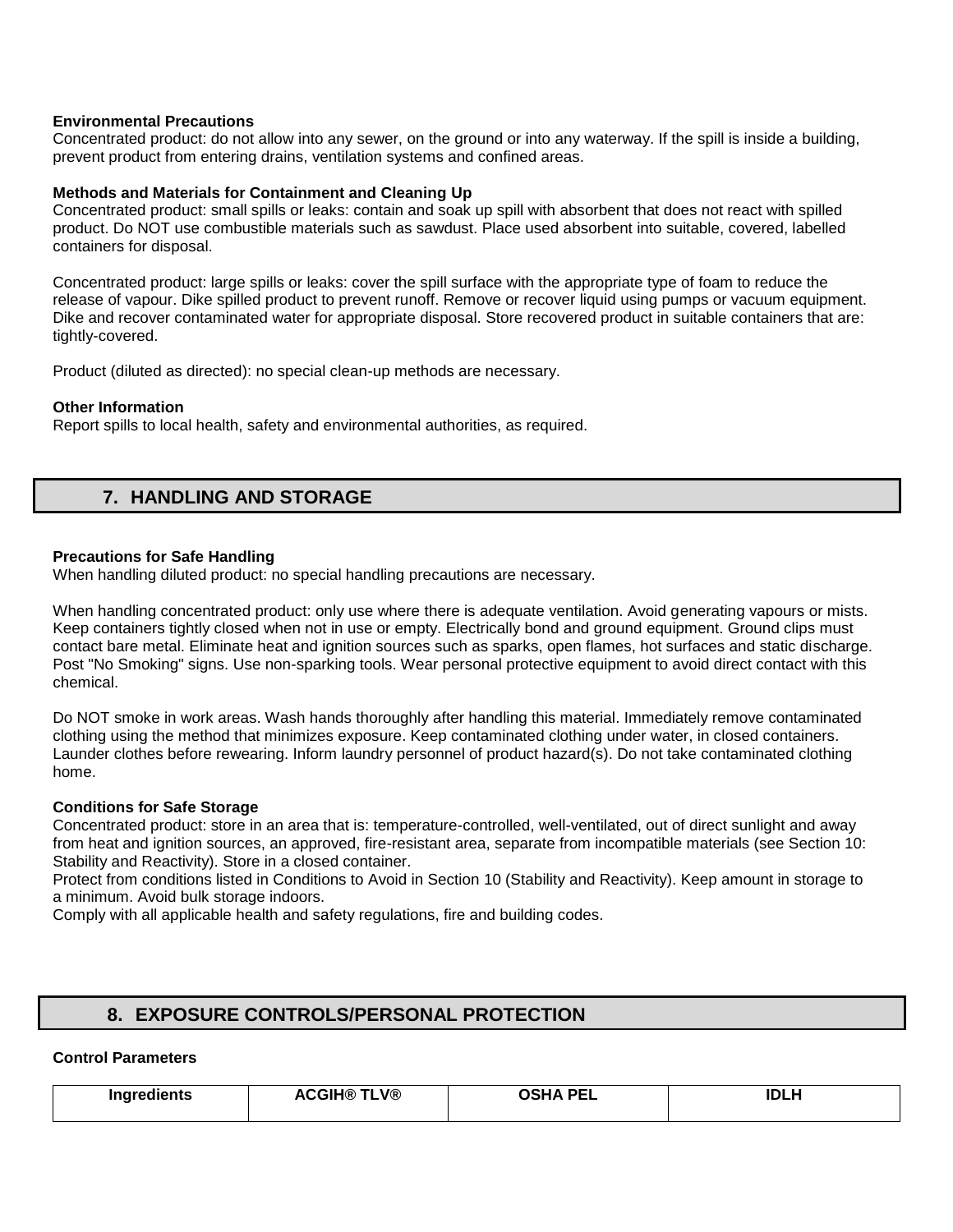**Environmental Precautions**
Concentrated product: do not allow into any sewer, on the ground or into any waterway. If the spill is inside a building, prevent product from entering drains, ventilation systems and confined areas.

**Methods and Materials for Containment and Cleaning Up**
Concentrated product: small spills or leaks: contain and soak up spill with absorbent that does not react with spilled product. Do NOT use combustible materials such as sawdust. Place used absorbent into suitable, covered, labelled containers for disposal.

Concentrated product: large spills or leaks: cover the spill surface with the appropriate type of foam to reduce the release of vapour. Dike spilled product to prevent runoff. Remove or recover liquid using pumps or vacuum equipment. Dike and recover contaminated water for appropriate disposal. Store recovered product in suitable containers that are: tightly-covered.

Product (diluted as directed): no special clean-up methods are necessary.

**Other Information**
Report spills to local health, safety and environmental authorities, as required.

## 7. HANDLING AND STORAGE

**Precautions for Safe Handling**
When handling diluted product: no special handling precautions are necessary.

When handling concentrated product: only use where there is adequate ventilation. Avoid generating vapours or mists. Keep containers tightly closed when not in use or empty. Electrically bond and ground equipment. Ground clips must contact bare metal. Eliminate heat and ignition sources such as sparks, open flames, hot surfaces and static discharge. Post "No Smoking" signs. Use non-sparking tools. Wear personal protective equipment to avoid direct contact with this chemical.

Do NOT smoke in work areas. Wash hands thoroughly after handling this material. Immediately remove contaminated clothing using the method that minimizes exposure. Keep contaminated clothing under water, in closed containers. Launder clothes before rewearing. Inform laundry personnel of product hazard(s). Do not take contaminated clothing home.

**Conditions for Safe Storage**
Concentrated product: store in an area that is: temperature-controlled, well-ventilated, out of direct sunlight and away from heat and ignition sources, an approved, fire-resistant area, separate from incompatible materials (see Section 10: Stability and Reactivity). Store in a closed container.
Protect from conditions listed in Conditions to Avoid in Section 10 (Stability and Reactivity). Keep amount in storage to a minimum. Avoid bulk storage indoors.
Comply with all applicable health and safety regulations, fire and building codes.

## 8. EXPOSURE CONTROLS/PERSONAL PROTECTION

**Control Parameters**

| Ingredients | ACGIH® TLV® | OSHA PEL | IDLH |
| --- | --- | --- | --- |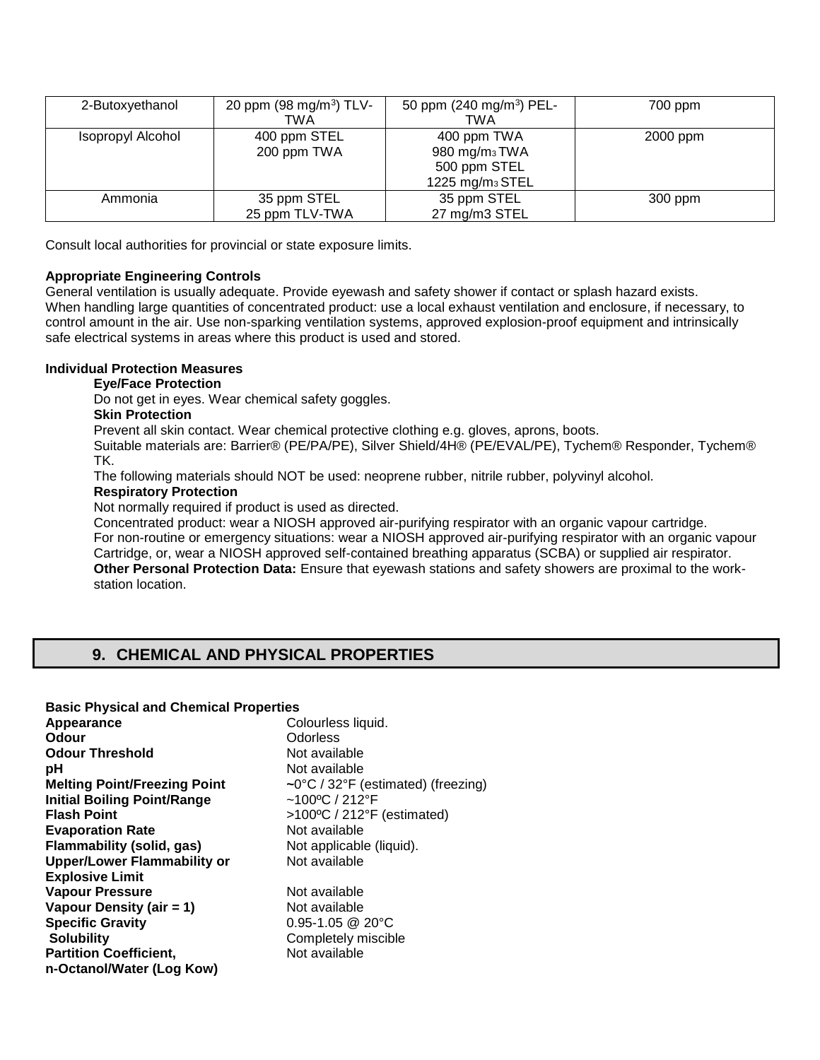| 2-Butoxyethanol | 20 ppm (98 mg/m$^3$) TLV-TWA | 50 ppm (240 mg/m$^3$) PEL-TWA | 700 ppm |
|---|---|---|---|
| Isopropyl Alcohol | 400 ppm STEL<br>200 ppm TWA | 400 ppm TWA<br>980 mg/m$_3$ TWA<br>500 ppm STEL<br>1225 mg/m$_3$ STEL | 2000 ppm |
| Ammonia | 35 ppm STEL<br>25 ppm TLV-TWA | 35 ppm STEL<br>27 mg/m3 STEL | 300 ppm |

Consult local authorities for provincial or state exposure limits.

**Appropriate Engineering Controls**

General ventilation is usually adequate. Provide eyewash and safety shower if contact or splash hazard exists. When handling large quantities of concentrated product: use a local exhaust ventilation and enclosure, if necessary, to control amount in the air. Use non-sparking ventilation systems, approved explosion-proof equipment and intrinsically safe electrical systems in areas where this product is used and stored.

**Individual Protection Measures**

**Eye/Face Protection**

Do not get in eyes. Wear chemical safety goggles.

**Skin Protection**

Prevent all skin contact. Wear chemical protective clothing e.g. gloves, aprons, boots.

Suitable materials are: Barrier® (PE/PA/PE), Silver Shield/4H® (PE/EVAL/PE), Tychem® Responder, Tychem® TK.

The following materials should NOT be used: neoprene rubber, nitrile rubber, polyvinyl alcohol.

**Respiratory Protection**

Not normally required if product is used as directed.

Concentrated product: wear a NIOSH approved air-purifying respirator with an organic vapour cartridge.

For non-routine or emergency situations: wear a NIOSH approved air-purifying respirator with an organic vapour Cartridge, or, wear a NIOSH approved self-contained breathing apparatus (SCBA) or supplied air respirator.

**Other Personal Protection Data:** Ensure that eyewash stations and safety showers are proximal to the work-station location.

## 9. CHEMICAL AND PHYSICAL PROPERTIES

**Basic Physical and Chemical Properties**

| | |
|---|---|
| **Appearance** | Colourless liquid. |
| **Odour** | Odorless |
| **Odour Threshold** | Not available |
| **pH** | Not available |
| **Melting Point/Freezing Point** | ~0°C / 32°F (estimated) (freezing) |
| **Initial Boiling Point/Range** | ~100ºC / 212°F |
| **Flash Point** | >100ºC / 212°F (estimated) |
| **Evaporation Rate** | Not available |
| **Flammability (solid, gas)** | Not applicable (liquid). |
| **Upper/Lower Flammability or Explosive Limit** | Not available |
| **Vapour Pressure** | Not available |
| **Vapour Density (air = 1)** | Not available |
| **Specific Gravity** | 0.95-1.05 @ 20°C |
| **Solubility** | Completely miscible |
| **Partition Coefficient, n-Octanol/Water (Log Kow)** | Not available |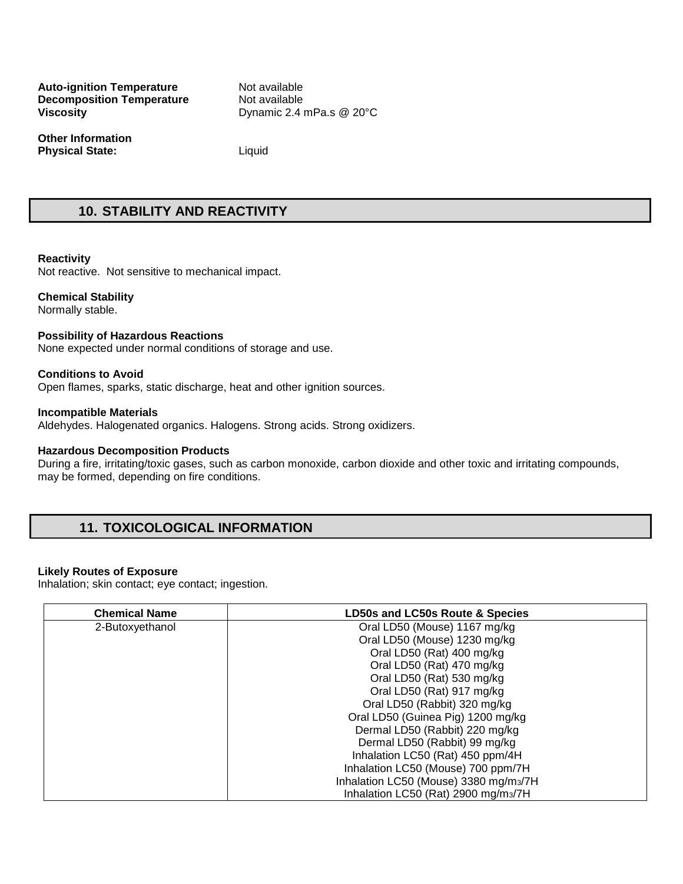**Auto-ignition Temperature** Not available
**Decomposition Temperature** Not available
**Viscosity** Dynamic 2.4 mPa.s @ 20°C

**Other Information**
**Physical State:** Liquid

## 10. STABILITY AND REACTIVITY

**Reactivity**
Not reactive. Not sensitive to mechanical impact.

**Chemical Stability**
Normally stable.

**Possibility of Hazardous Reactions**
None expected under normal conditions of storage and use.

**Conditions to Avoid**
Open flames, sparks, static discharge, heat and other ignition sources.

**Incompatible Materials**
Aldehydes. Halogenated organics. Halogens. Strong acids. Strong oxidizers.

**Hazardous Decomposition Products**
During a fire, irritating/toxic gases, such as carbon monoxide, carbon dioxide and other toxic and irritating compounds, may be formed, depending on fire conditions.

## 11. TOXICOLOGICAL INFORMATION

**Likely Routes of Exposure**
Inhalation; skin contact; eye contact; ingestion.

| Chemical Name | LD50s and LC50s Route & Species |
|---|---|
| 2-Butoxyethanol | Oral LD50 (Mouse) 1167 mg/kg<br>Oral LD50 (Mouse) 1230 mg/kg<br>Oral LD50 (Rat) 400 mg/kg<br>Oral LD50 (Rat) 470 mg/kg<br>Oral LD50 (Rat) 530 mg/kg<br>Oral LD50 (Rat) 917 mg/kg<br>Oral LD50 (Rabbit) 320 mg/kg<br>Oral LD50 (Guinea Pig) 1200 mg/kg<br>Dermal LD50 (Rabbit) 220 mg/kg<br>Dermal LD50 (Rabbit) 99 mg/kg<br>Inhalation LC50 (Rat) 450 ppm/4H<br>Inhalation LC50 (Mouse) 700 ppm/7H<br>Inhalation LC50 (Mouse) 3380 mg/$m^3$/7H<br>Inhalation LC50 (Rat) 2900 mg/$m^3$/7H |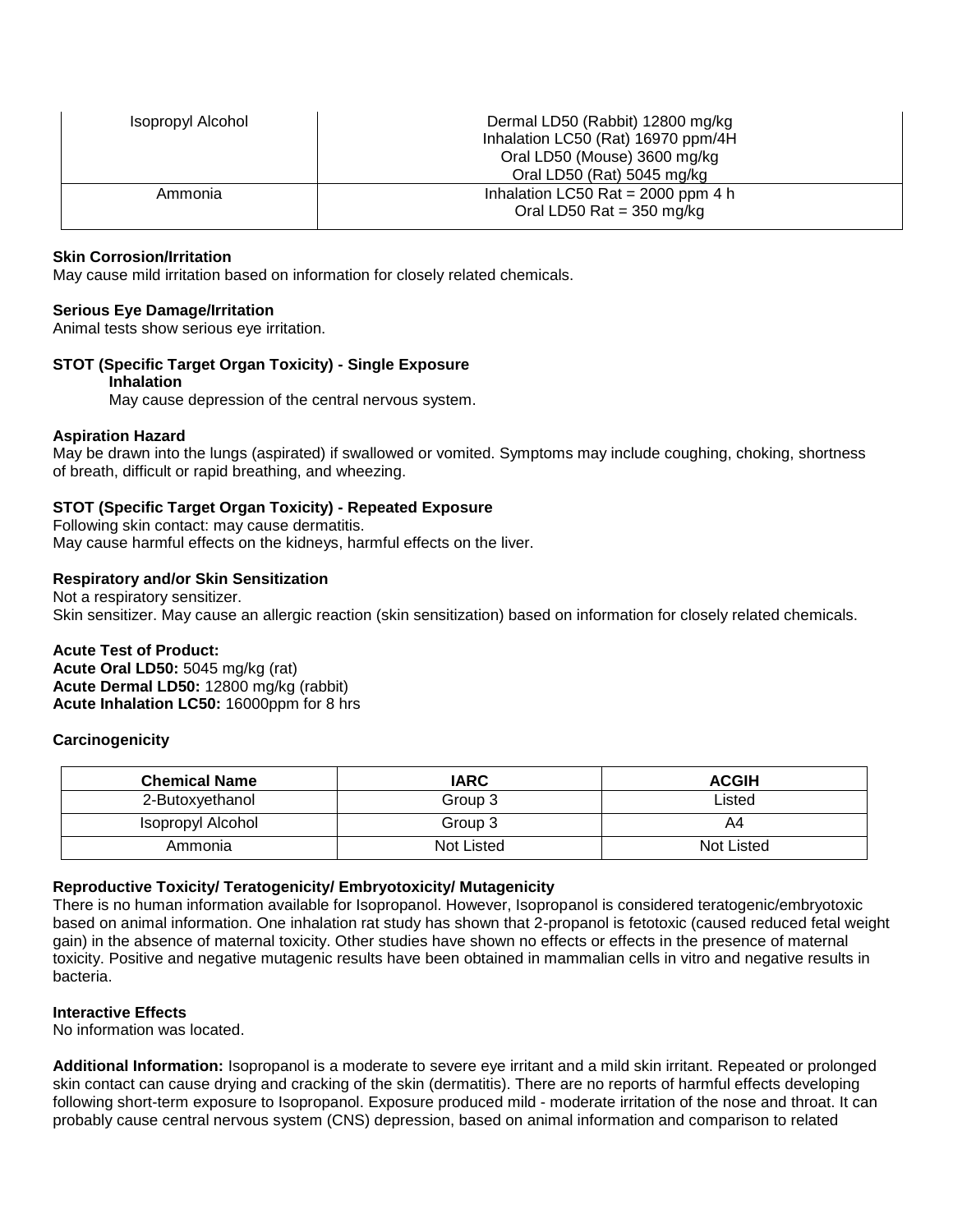| Isopropyl Alcohol | Dermal LD50 (Rabbit) 12800 mg/kg<br>Inhalation LC50 (Rat) 16970 ppm/4H<br>Oral LD50 (Mouse) 3600 mg/kg<br>Oral LD50 (Rat) 5045 mg/kg |
|---|---|
| Ammonia | Inhalation LC50 Rat = 2000 ppm 4 h<br>Oral LD50 Rat = 350 mg/kg |

**Skin Corrosion/Irritation**
May cause mild irritation based on information for closely related chemicals.

**Serious Eye Damage/Irritation**
Animal tests show serious eye irritation.

**STOT (Specific Target Organ Toxicity) - Single Exposure**
**Inhalation**
May cause depression of the central nervous system.

**Aspiration Hazard**
May be drawn into the lungs (aspirated) if swallowed or vomited. Symptoms may include coughing, choking, shortness of breath, difficult or rapid breathing, and wheezing.

**STOT (Specific Target Organ Toxicity) - Repeated Exposure**
Following skin contact: may cause dermatitis.
May cause harmful effects on the kidneys, harmful effects on the liver.

**Respiratory and/or Skin Sensitization**
Not a respiratory sensitizer.
Skin sensitizer. May cause an allergic reaction (skin sensitization) based on information for closely related chemicals.

**Acute Test of Product:**
**Acute Oral LD50:** 5045 mg/kg (rat)
**Acute Dermal LD50:** 12800 mg/kg (rabbit)
**Acute Inhalation LC50:** 16000ppm for 8 hrs

**Carcinogenicity**

| Chemical Name | IARC | ACGIH |
|---|---|---|
| 2-Butoxyethanol | Group 3 | Listed |
| Isopropyl Alcohol | Group 3 | A4 |
| Ammonia | Not Listed | Not Listed |

**Reproductive Toxicity/ Teratogenicity/ Embryotoxicity/ Mutagenicity**
There is no human information available for Isopropanol. However, Isopropanol is considered teratogenic/embryotoxic based on animal information. One inhalation rat study has shown that 2-propanol is fetotoxic (caused reduced fetal weight gain) in the absence of maternal toxicity. Other studies have shown no effects or effects in the presence of maternal toxicity. Positive and negative mutagenic results have been obtained in mammalian cells in vitro and negative results in bacteria.

**Interactive Effects**
No information was located.

**Additional Information:** Isopropanol is a moderate to severe eye irritant and a mild skin irritant. Repeated or prolonged skin contact can cause drying and cracking of the skin (dermatitis). There are no reports of harmful effects developing following short-term exposure to Isopropanol. Exposure produced mild - moderate irritation of the nose and throat. It can probably cause central nervous system (CNS) depression, based on animal information and comparison to related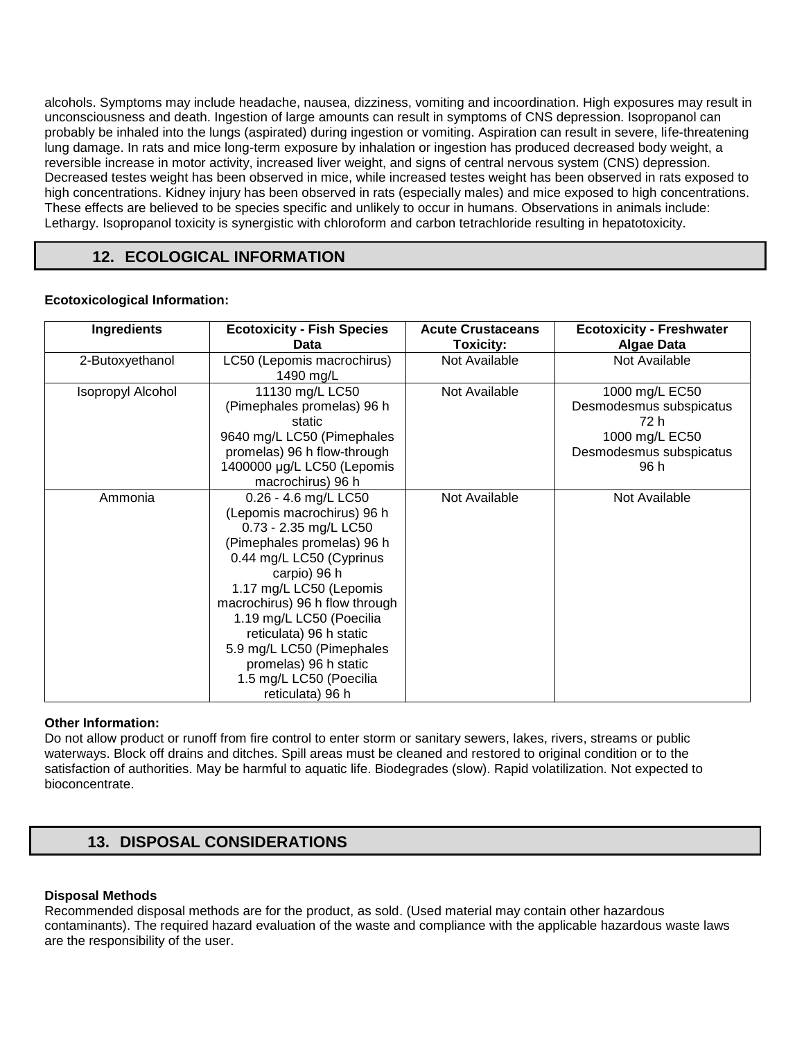alcohols. Symptoms may include headache, nausea, dizziness, vomiting and incoordination. High exposures may result in unconsciousness and death. Ingestion of large amounts can result in symptoms of CNS depression. Isopropanol can probably be inhaled into the lungs (aspirated) during ingestion or vomiting. Aspiration can result in severe, life-threatening lung damage. In rats and mice long-term exposure by inhalation or ingestion has produced decreased body weight, a reversible increase in motor activity, increased liver weight, and signs of central nervous system (CNS) depression. Decreased testes weight has been observed in mice, while increased testes weight has been observed in rats exposed to high concentrations. Kidney injury has been observed in rats (especially males) and mice exposed to high concentrations. These effects are believed to be species specific and unlikely to occur in humans. Observations in animals include: Lethargy. Isopropanol toxicity is synergistic with chloroform and carbon tetrachloride resulting in hepatotoxicity.

## 12. ECOLOGICAL INFORMATION

**Ecotoxicological Information:**

| Ingredients | Ecotoxicity - Fish Species Data | Acute Crustaceans Toxicity: | Ecotoxicity - Freshwater Algae Data |
|---|---|---|---|
| 2-Butoxyethanol | LC50 (Lepomis macrochirus) 1490 mg/L | Not Available | Not Available |
| Isopropyl Alcohol | 11130 mg/L LC50 (Pimephales promelas) 96 h static<br>9640 mg/L LC50 (Pimephales promelas) 96 h flow-through<br>1400000 µg/L LC50 (Lepomis macrochirus) 96 h | Not Available | 1000 mg/L EC50 Desmodesmus subspicatus 72 h<br>1000 mg/L EC50 Desmodesmus subspicatus 96 h |
| Ammonia | 0.26 - 4.6 mg/L LC50 (Lepomis macrochirus) 96 h<br>0.73 - 2.35 mg/L LC50 (Pimephales promelas) 96 h<br>0.44 mg/L LC50 (Cyprinus carpio) 96 h<br>1.17 mg/L LC50 (Lepomis macrochirus) 96 h flow through<br>1.19 mg/L LC50 (Poecilia reticulata) 96 h static<br>5.9 mg/L LC50 (Pimephales promelas) 96 h static<br>1.5 mg/L LC50 (Poecilia reticulata) 96 h | Not Available | Not Available |

**Other Information:**
Do not allow product or runoff from fire control to enter storm or sanitary sewers, lakes, rivers, streams or public waterways. Block off drains and ditches. Spill areas must be cleaned and restored to original condition or to the satisfaction of authorities. May be harmful to aquatic life. Biodegrades (slow). Rapid volatilization. Not expected to bioconcentrate.

## 13. DISPOSAL CONSIDERATIONS

**Disposal Methods**
Recommended disposal methods are for the product, as sold. (Used material may contain other hazardous contaminants). The required hazard evaluation of the waste and compliance with the applicable hazardous waste laws are the responsibility of the user.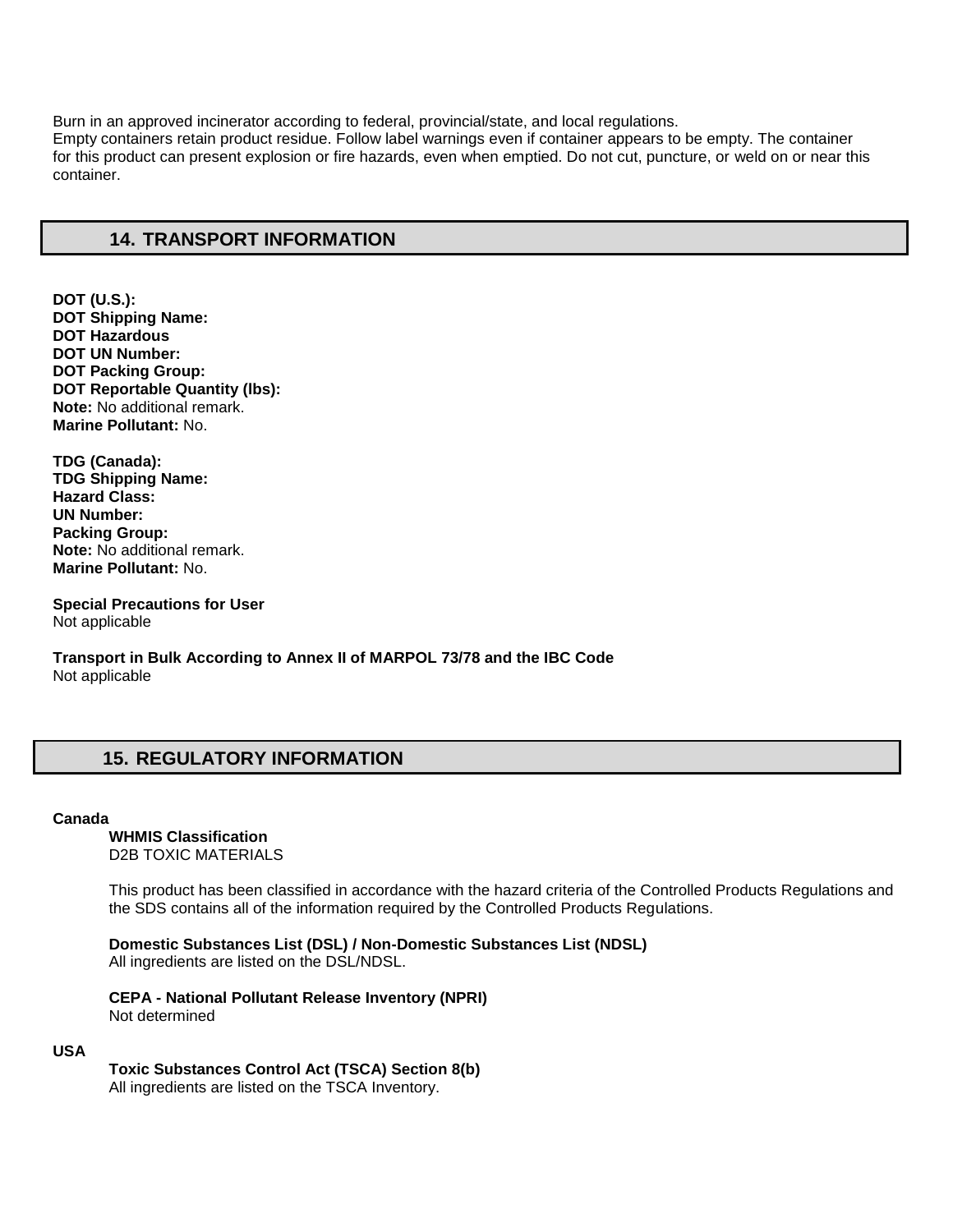Burn in an approved incinerator according to federal, provincial/state, and local regulations.
Empty containers retain product residue. Follow label warnings even if container appears to be empty. The container for this product can present explosion or fire hazards, even when emptied. Do not cut, puncture, or weld on or near this container.

## 14. TRANSPORT INFORMATION

**DOT (U.S.):**
**DOT Shipping Name:**
**DOT Hazardous**
**DOT UN Number:**
**DOT Packing Group:**
**DOT Reportable Quantity (lbs):**
**Note:** No additional remark.
**Marine Pollutant:** No.

**TDG (Canada):**
**TDG Shipping Name:**
**Hazard Class:**
**UN Number:**
**Packing Group:**
**Note:** No additional remark.
**Marine Pollutant:** No.

**Special Precautions for User**
Not applicable

**Transport in Bulk According to Annex II of MARPOL 73/78 and the IBC Code**
Not applicable

## 15. REGULATORY INFORMATION

**Canada**

**WHMIS Classification**
D2B TOXIC MATERIALS

This product has been classified in accordance with the hazard criteria of the Controlled Products Regulations and the SDS contains all of the information required by the Controlled Products Regulations.

**Domestic Substances List (DSL) / Non-Domestic Substances List (NDSL)**
All ingredients are listed on the DSL/NDSL.

**CEPA - National Pollutant Release Inventory (NPRI)**
Not determined

**USA**

**Toxic Substances Control Act (TSCA) Section 8(b)**
All ingredients are listed on the TSCA Inventory.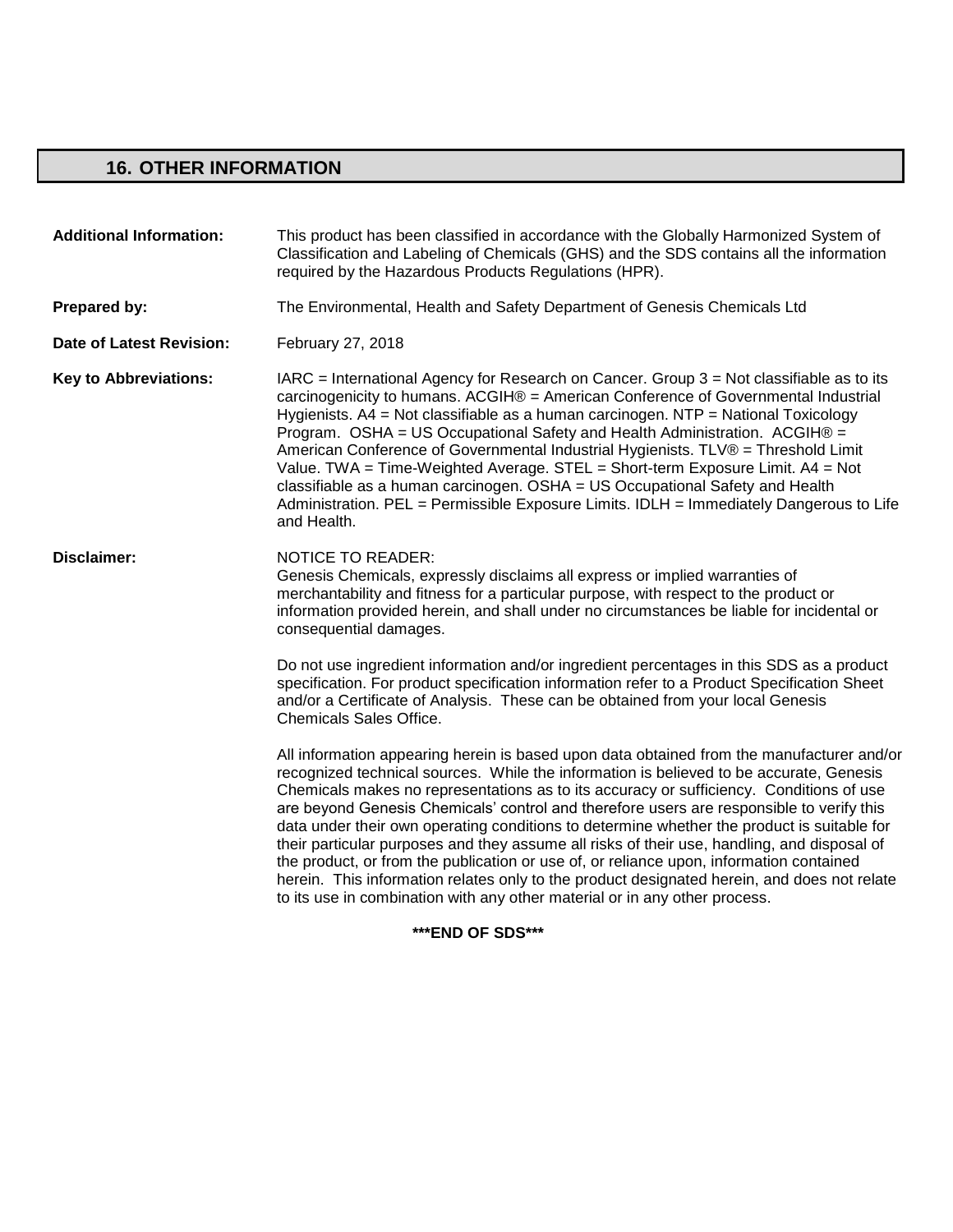## 16. OTHER INFORMATION

**Additional Information:** This product has been classified in accordance with the Globally Harmonized System of Classification and Labeling of Chemicals (GHS) and the SDS contains all the information required by the Hazardous Products Regulations (HPR).

**Prepared by:** The Environmental, Health and Safety Department of Genesis Chemicals Ltd

**Date of Latest Revision:** February 27, 2018

**Key to Abbreviations:** IARC = International Agency for Research on Cancer. Group 3 = Not classifiable as to its carcinogenicity to humans. ACGIH® = American Conference of Governmental Industrial Hygienists. A4 = Not classifiable as a human carcinogen. NTP = National Toxicology Program. OSHA = US Occupational Safety and Health Administration. ACGIH® = American Conference of Governmental Industrial Hygienists. TLV® = Threshold Limit Value. TWA = Time-Weighted Average. STEL = Short-term Exposure Limit. A4 = Not classifiable as a human carcinogen. OSHA = US Occupational Safety and Health Administration. PEL = Permissible Exposure Limits. IDLH = Immediately Dangerous to Life and Health.

**Disclaimer:** NOTICE TO READER:
Genesis Chemicals, expressly disclaims all express or implied warranties of merchantability and fitness for a particular purpose, with respect to the product or information provided herein, and shall under no circumstances be liable for incidental or consequential damages.

Do not use ingredient information and/or ingredient percentages in this SDS as a product specification. For product specification information refer to a Product Specification Sheet and/or a Certificate of Analysis. These can be obtained from your local Genesis Chemicals Sales Office.

All information appearing herein is based upon data obtained from the manufacturer and/or recognized technical sources. While the information is believed to be accurate, Genesis Chemicals makes no representations as to its accuracy or sufficiency. Conditions of use are beyond Genesis Chemicals' control and therefore users are responsible to verify this data under their own operating conditions to determine whether the product is suitable for their particular purposes and they assume all risks of their use, handling, and disposal of the product, or from the publication or use of, or reliance upon, information contained herein. This information relates only to the product designated herein, and does not relate to its use in combination with any other material or in any other process.

**\*\*\*END OF SDS\*\*\***